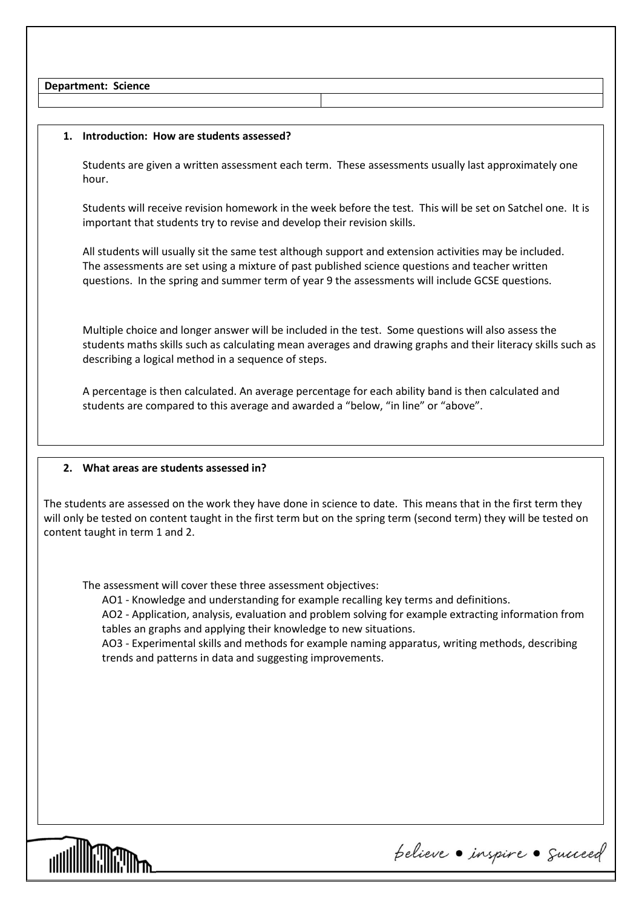| **Department: Science** | |
|---|---|
| | |

## 1. Introduction: How are students assessed?

Students are given a written assessment each term. These assessments usually last approximately one hour.

Students will receive revision homework in the week before the test. This will be set on Satchel one. It is important that students try to revise and develop their revision skills.

All students will usually sit the same test although support and extension activities may be included. The assessments are set using a mixture of past published science questions and teacher written questions. In the spring and summer term of year 9 the assessments will include GCSE questions.

Multiple choice and longer answer will be included in the test. Some questions will also assess the students maths skills such as calculating mean averages and drawing graphs and their literacy skills such as describing a logical method in a sequence of steps.

A percentage is then calculated. An average percentage for each ability band is then calculated and students are compared to this average and awarded a "below, "in line" or "above".

## 2. What areas are students assessed in?

The students are assessed on the work they have done in science to date. This means that in the first term they will only be tested on content taught in the first term but on the spring term (second term) they will be tested on content taught in term 1 and 2.

The assessment will cover these three assessment objectives:

- AO1 - Knowledge and understanding for example recalling key terms and definitions.
- AO2 - Application, analysis, evaluation and problem solving for example extracting information from tables an graphs and applying their knowledge to new situations.
- AO3 - Experimental skills and methods for example naming apparatus, writing methods, describing trends and patterns in data and suggesting improvements.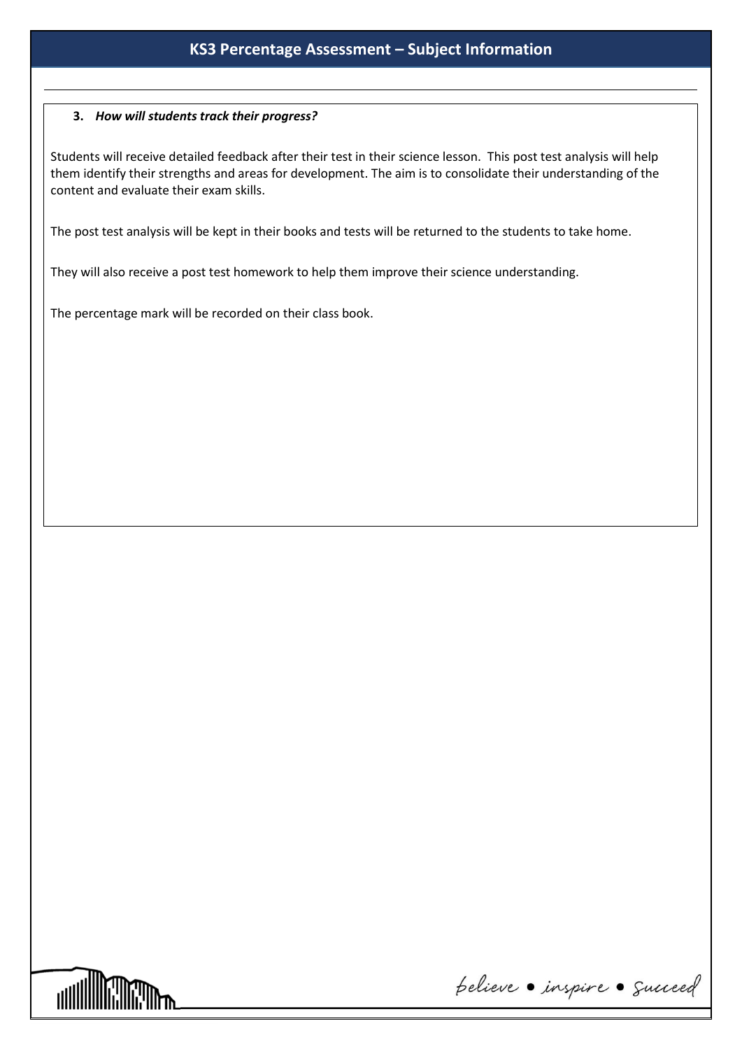## KS3 Percentage Assessment – Subject Information

**3. *How will students track their progress?***

Students will receive detailed feedback after their test in their science lesson. This post test analysis will help them identify their strengths and areas for development. The aim is to consolidate their understanding of the content and evaluate their exam skills.

The post test analysis will be kept in their books and tests will be returned to the students to take home.

They will also receive a post test homework to help them improve their science understanding.

The percentage mark will be recorded on their class book.